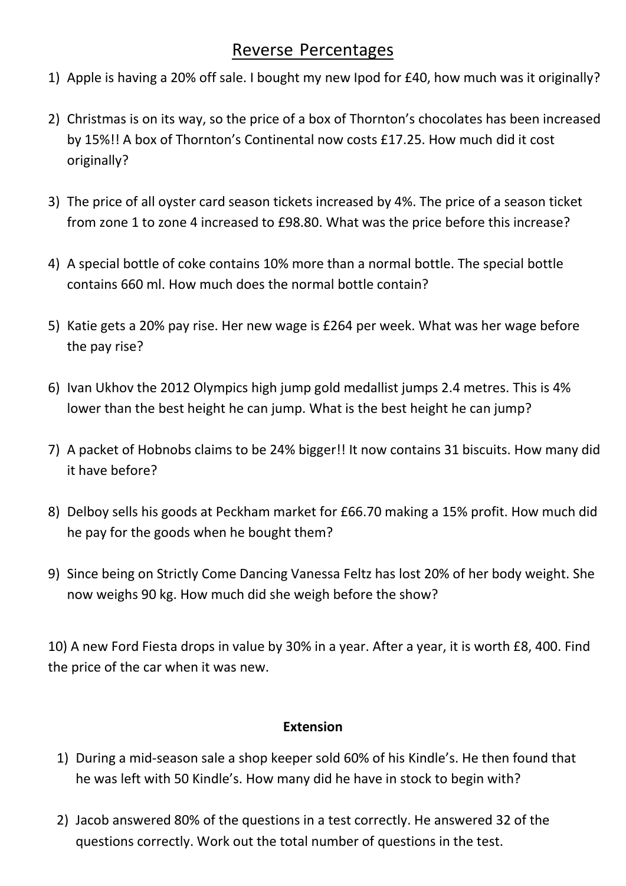# Reverse Percentages

1) Apple is having a 20% off sale. I bought my new Ipod for £40, how much was it originally?

2) Christmas is on its way, so the price of a box of Thornton's chocolates has been increased by 15%!! A box of Thornton's Continental now costs £17.25. How much did it cost originally?

3) The price of all oyster card season tickets increased by 4%. The price of a season ticket from zone 1 to zone 4 increased to £98.80. What was the price before this increase?

4) A special bottle of coke contains 10% more than a normal bottle. The special bottle contains 660 ml. How much does the normal bottle contain?

5) Katie gets a 20% pay rise. Her new wage is £264 per week. What was her wage before the pay rise?

6) Ivan Ukhov the 2012 Olympics high jump gold medallist jumps 2.4 metres. This is 4% lower than the best height he can jump. What is the best height he can jump?

7) A packet of Hobnobs claims to be 24% bigger!! It now contains 31 biscuits. How many did it have before?

8) Delboy sells his goods at Peckham market for £66.70 making a 15% profit. How much did he pay for the goods when he bought them?

9) Since being on Strictly Come Dancing Vanessa Feltz has lost 20% of her body weight. She now weighs 90 kg. How much did she weigh before the show?

10) A new Ford Fiesta drops in value by 30% in a year. After a year, it is worth £8, 400. Find the price of the car when it was new.

**Extension**

1) During a mid-season sale a shop keeper sold 60% of his Kindle's. He then found that he was left with 50 Kindle's. How many did he have in stock to begin with?

2) Jacob answered 80% of the questions in a test correctly. He answered 32 of the questions correctly. Work out the total number of questions in the test.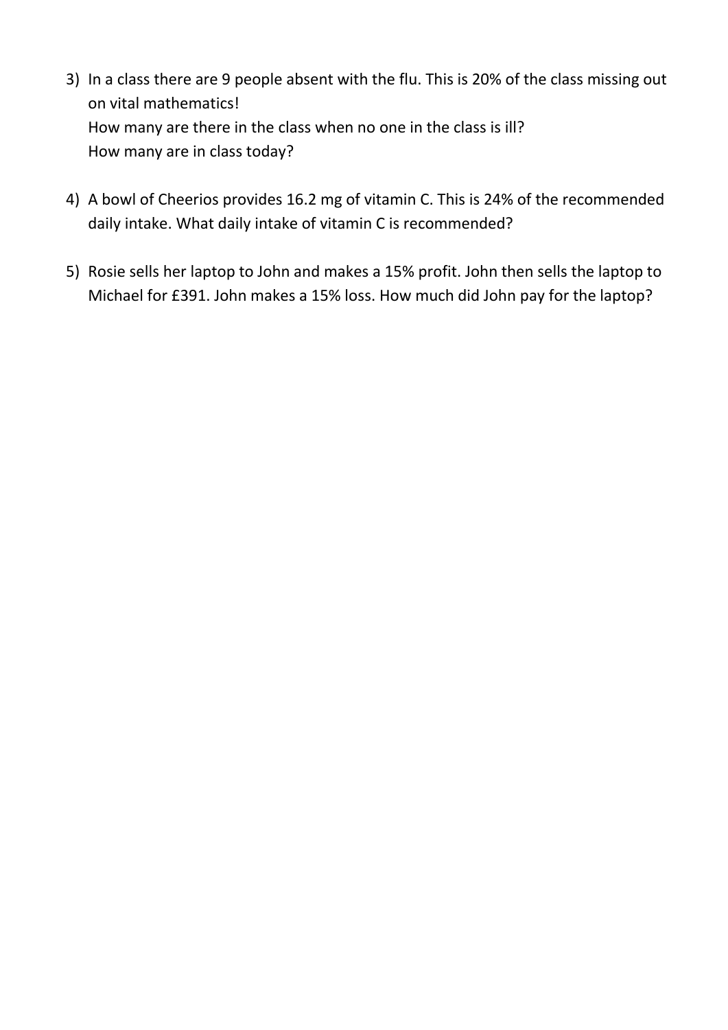3) In a class there are 9 people absent with the flu. This is 20% of the class missing out on vital mathematics!
   How many are there in the class when no one in the class is ill?
   How many are in class today?

4) A bowl of Cheerios provides 16.2 mg of vitamin C. This is 24% of the recommended daily intake. What daily intake of vitamin C is recommended?

5) Rosie sells her laptop to John and makes a 15% profit. John then sells the laptop to Michael for £391. John makes a 15% loss. How much did John pay for the laptop?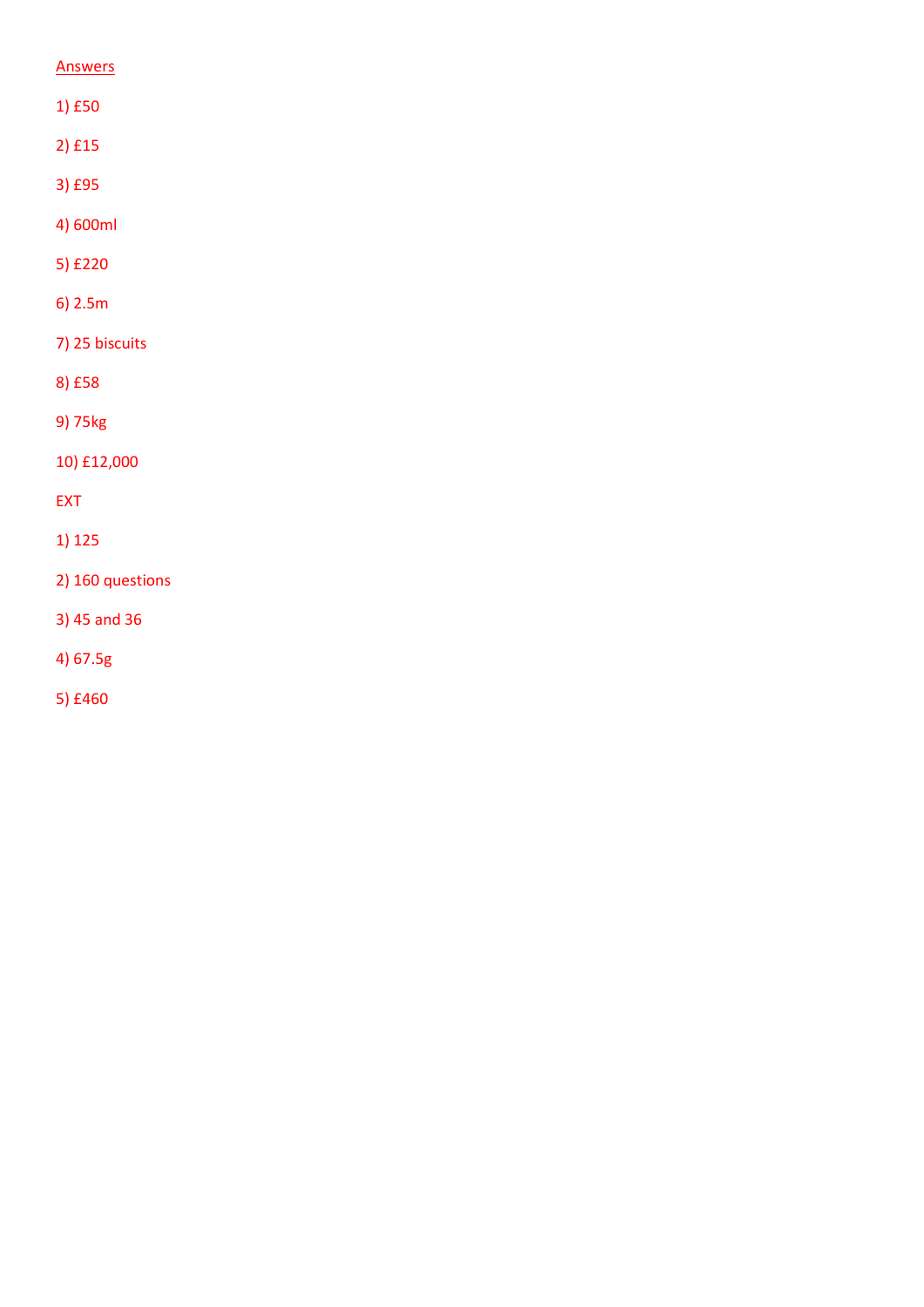<u>Answers</u>

1) £50

2) £15

3) £95

4) 600ml

5) £220

6) 2.5m

7) 25 biscuits

8) £58

9) 75kg

10) £12,000

EXT

1) 125

2) 160 questions

3) 45 and 36

4) 67.5g

5) £460